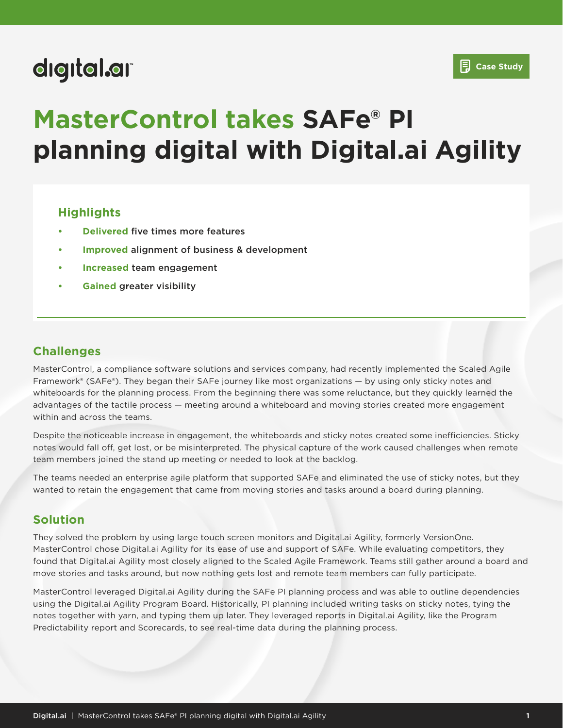digital.ai

Case Study

# MasterControl takes SAFe® PI planning digital with Digital.ai Agility

## Highlights

- **Delivered** five times more features
- **Improved** alignment of business & development
- **Increased** team engagement
- **Gained** greater visibility

## Challenges

MasterControl, a compliance software solutions and services company, had recently implemented the Scaled Agile Framework® (SAFe®). They began their SAFe journey like most organizations — by using only sticky notes and whiteboards for the planning process. From the beginning there was some reluctance, but they quickly learned the advantages of the tactile process — meeting around a whiteboard and moving stories created more engagement within and across the teams.

Despite the noticeable increase in engagement, the whiteboards and sticky notes created some inefficiencies. Sticky notes would fall off, get lost, or be misinterpreted. The physical capture of the work caused challenges when remote team members joined the stand up meeting or needed to look at the backlog.

The teams needed an enterprise agile platform that supported SAFe and eliminated the use of sticky notes, but they wanted to retain the engagement that came from moving stories and tasks around a board during planning.

## Solution

They solved the problem by using large touch screen monitors and Digital.ai Agility, formerly VersionOne. MasterControl chose Digital.ai Agility for its ease of use and support of SAFe. While evaluating competitors, they found that Digital.ai Agility most closely aligned to the Scaled Agile Framework. Teams still gather around a board and move stories and tasks around, but now nothing gets lost and remote team members can fully participate.

MasterControl leveraged Digital.ai Agility during the SAFe PI planning process and was able to outline dependencies using the Digital.ai Agility Program Board. Historically, PI planning included writing tasks on sticky notes, tying the notes together with yarn, and typing them up later. They leveraged reports in Digital.ai Agility, like the Program Predictability report and Scorecards, to see real-time data during the planning process.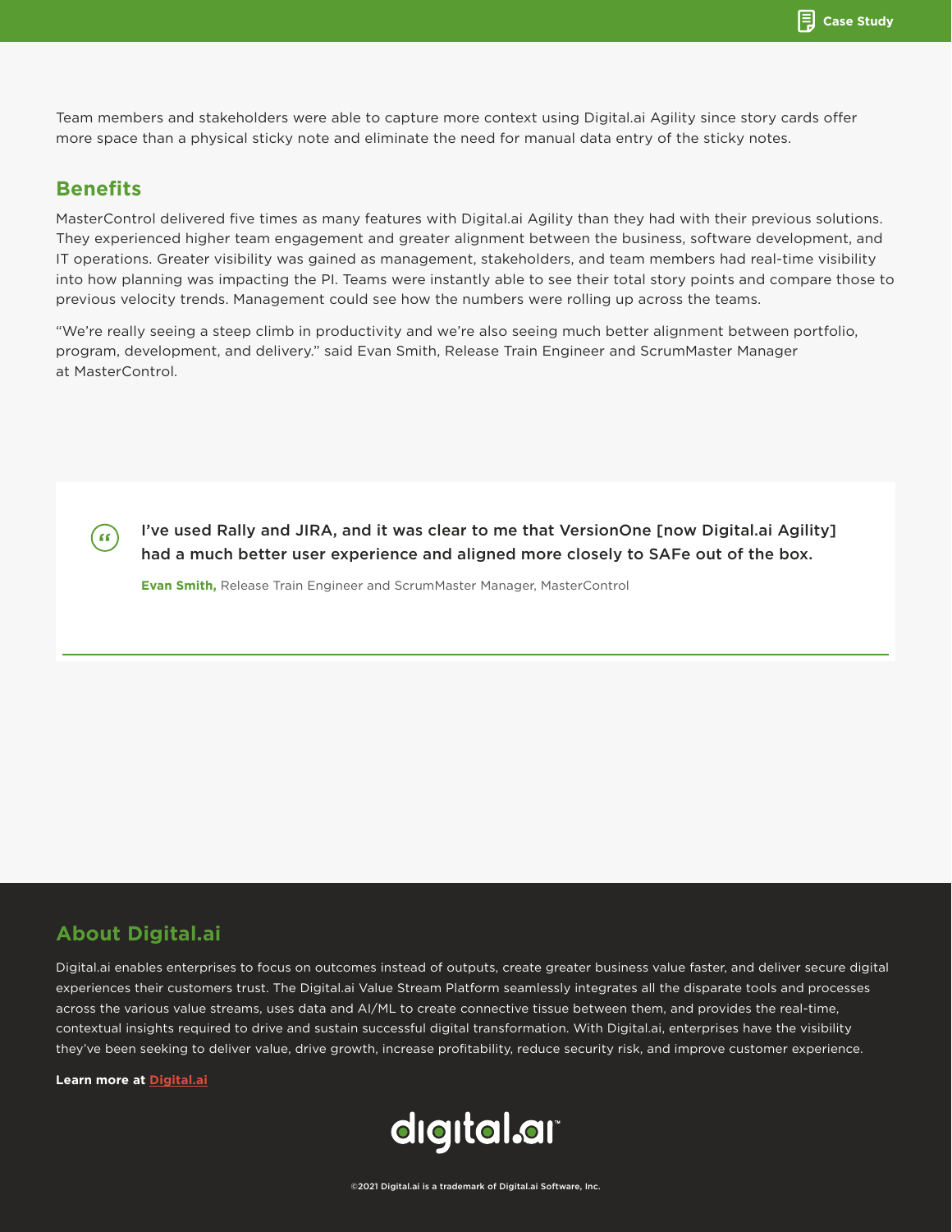Team members and stakeholders were able to capture more context using Digital.ai Agility since story cards offer more space than a physical sticky note and eliminate the need for manual data entry of the sticky notes.

## Benefits

MasterControl delivered five times as many features with Digital.ai Agility than they had with their previous solutions. They experienced higher team engagement and greater alignment between the business, software development, and IT operations. Greater visibility was gained as management, stakeholders, and team members had real-time visibility into how planning was impacting the PI. Teams were instantly able to see their total story points and compare those to previous velocity trends. Management could see how the numbers were rolling up across the teams.

“We’re really seeing a steep climb in productivity and we’re also seeing much better alignment between portfolio, program, development, and delivery.” said Evan Smith, Release Train Engineer and ScrumMaster Manager at MasterControl.

> **I’ve used Rally and JIRA, and it was clear to me that VersionOne [now Digital.ai Agility] had a much better user experience and aligned more closely to SAFe out of the box.**
>
> **Evan Smith,** Release Train Engineer and ScrumMaster Manager, MasterControl

## About Digital.ai

Digital.ai enables enterprises to focus on outcomes instead of outputs, create greater business value faster, and deliver secure digital experiences their customers trust. The Digital.ai Value Stream Platform seamlessly integrates all the disparate tools and processes across the various value streams, uses data and AI/ML to create connective tissue between them, and provides the real-time, contextual insights required to drive and sustain successful digital transformation. With Digital.ai, enterprises have the visibility they’ve been seeking to deliver value, drive growth, increase profitability, reduce security risk, and improve customer experience.

**Learn more at Digital.ai**

©2021 Digital.ai is a trademark of Digital.ai Software, Inc.